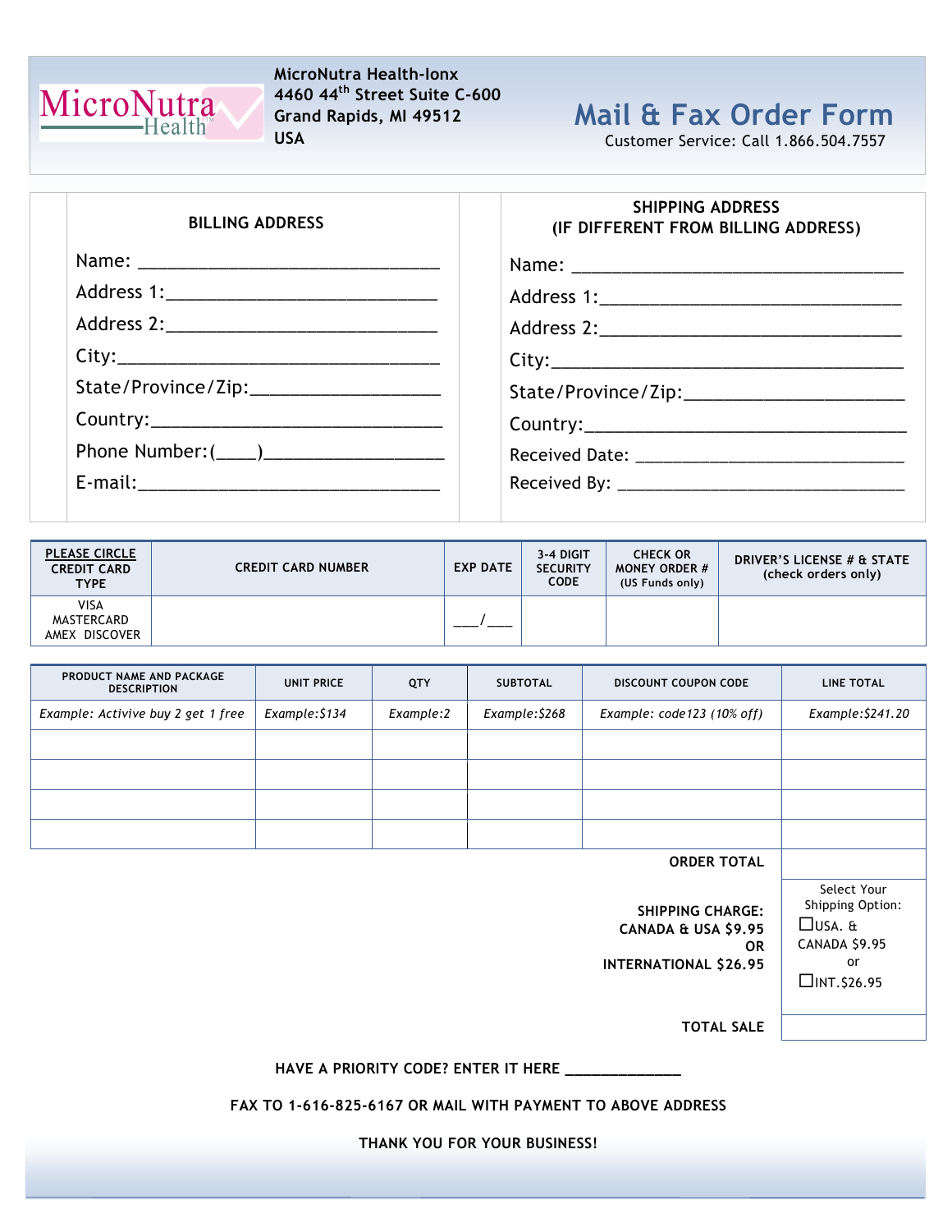MicroNutra Health

**MicroNutra Health-Ionx**
**4460 44th Street Suite C-600**
**Grand Rapids, MI 49512**
**USA**

# Mail & Fax Order Form

Customer Service: Call 1.866.504.7557

**BILLING ADDRESS**

Name: _______________________________

Address 1:____________________________

Address 2:____________________________

City:_________________________________

State/Province/Zip:___________________

Country:______________________________

Phone Number:(____)___________________

E-mail:_______________________________

**SHIPPING ADDRESS**
**(IF DIFFERENT FROM BILLING ADDRESS)**

Name: __________________________________

Address 1:______________________________

Address 2:______________________________

City:___________________________________

State/Province/Zip:______________________

Country:________________________________

Received Date: ___________________________

Received By: _____________________________

| PLEASE CIRCLE CREDIT CARD TYPE | CREDIT CARD NUMBER | EXP DATE | 3-4 DIGIT SECURITY CODE | CHECK OR MONEY ORDER # (US Funds only) | DRIVER'S LICENSE # & STATE (check orders only) |
|---|---|---|---|---|---|
| VISA MASTERCARD AMEX DISCOVER | | ___/___ | | | |

| PRODUCT NAME AND PACKAGE DESCRIPTION | UNIT PRICE | QTY | SUBTOTAL | DISCOUNT COUPON CODE | LINE TOTAL |
|---|---|---|---|---|---|
| *Example: Activive buy 2 get 1 free* | *Example:$134* | *Example:2* | *Example:$268* | *Example: code123 (10% off)* | *Example:$241.20* |
| | | | | | |
| | | | | | |
| | | | | | |
| | | | | | |
| | | | | **ORDER TOTAL** | |
| | | | | **SHIPPING CHARGE: CANADA & USA $9.95 OR INTERNATIONAL $26.95** | Select Your Shipping Option: ☐USA. & CANADA $9.95 or ☐INT.$26.95 |
| | | | | **TOTAL SALE** | |

**HAVE A PRIORITY CODE? ENTER IT HERE ______________**

**FAX TO 1-616-825-6167 OR MAIL WITH PAYMENT TO ABOVE ADDRESS**

**THANK YOU FOR YOUR BUSINESS!**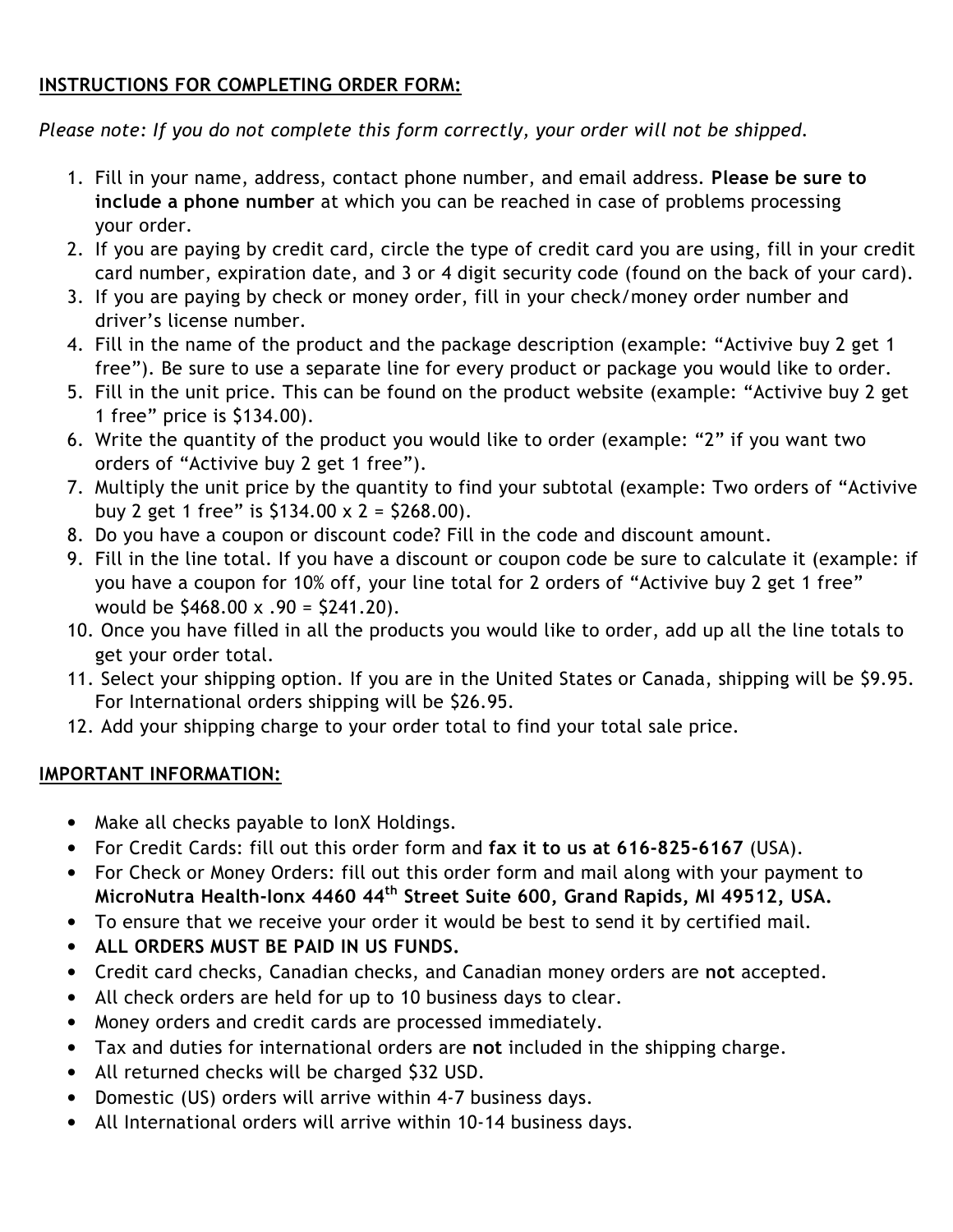**INSTRUCTIONS FOR COMPLETING ORDER FORM:**

*Please note: If you do not complete this form correctly, your order will not be shipped.*

1. Fill in your name, address, contact phone number, and email address. **Please be sure to include a phone number** at which you can be reached in case of problems processing your order.
2. If you are paying by credit card, circle the type of credit card you are using, fill in your credit card number, expiration date, and 3 or 4 digit security code (found on the back of your card).
3. If you are paying by check or money order, fill in your check/money order number and driver's license number.
4. Fill in the name of the product and the package description (example: "Activive buy 2 get 1 free"). Be sure to use a separate line for every product or package you would like to order.
5. Fill in the unit price. This can be found on the product website (example: "Activive buy 2 get 1 free" price is $134.00).
6. Write the quantity of the product you would like to order (example: "2" if you want two orders of "Activive buy 2 get 1 free").
7. Multiply the unit price by the quantity to find your subtotal (example: Two orders of "Activive buy 2 get 1 free" is $134.00 x 2 = $268.00).
8. Do you have a coupon or discount code? Fill in the code and discount amount.
9. Fill in the line total. If you have a discount or coupon code be sure to calculate it (example: if you have a coupon for 10% off, your line total for 2 orders of "Activive buy 2 get 1 free" would be $468.00 x .90 = $241.20).
10. Once you have filled in all the products you would like to order, add up all the line totals to get your order total.
11. Select your shipping option. If you are in the United States or Canada, shipping will be $9.95. For International orders shipping will be $26.95.
12. Add your shipping charge to your order total to find your total sale price.

**IMPORTANT INFORMATION:**

- Make all checks payable to IonX Holdings.
- For Credit Cards: fill out this order form and **fax it to us at 616-825-6167** (USA).
- For Check or Money Orders: fill out this order form and mail along with your payment to **MicroNutra Health-Ionx 4460 44th Street Suite 600, Grand Rapids, MI 49512, USA.**
- To ensure that we receive your order it would be best to send it by certified mail.
- **ALL ORDERS MUST BE PAID IN US FUNDS.**
- Credit card checks, Canadian checks, and Canadian money orders are **not** accepted.
- All check orders are held for up to 10 business days to clear.
- Money orders and credit cards are processed immediately.
- Tax and duties for international orders are **not** included in the shipping charge.
- All returned checks will be charged $32 USD.
- Domestic (US) orders will arrive within 4-7 business days.
- All International orders will arrive within 10-14 business days.